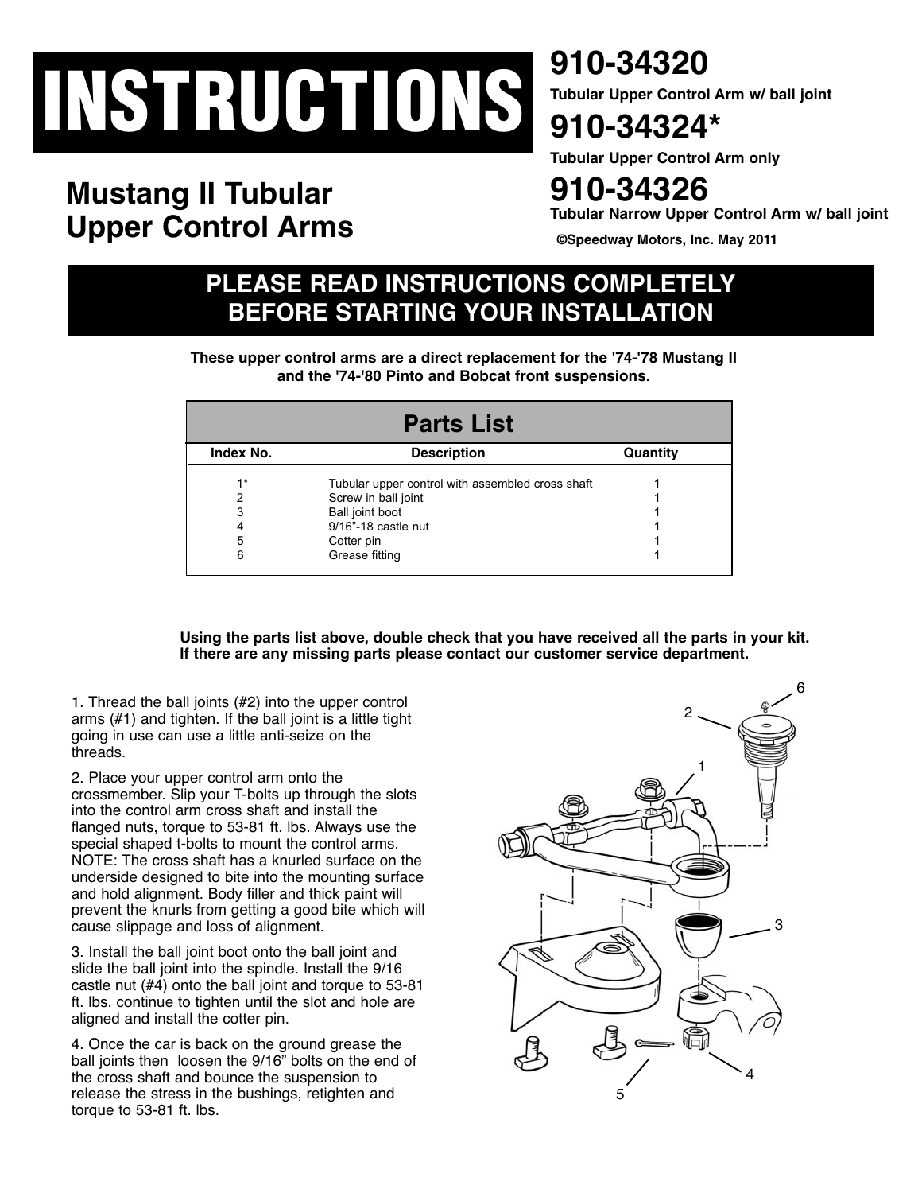# INSTRUCTIONS

## Mustang II Tubular Upper Control Arms

**910-34320**
**Tubular Upper Control Arm w/ ball joint**

**910-34324***
**Tubular Upper Control Arm only**

**910-34326**
**Tubular Narrow Upper Control Arm w/ ball joint**

**©Speedway Motors, Inc. May 2011**

## PLEASE READ INSTRUCTIONS COMPLETELY BEFORE STARTING YOUR INSTALLATION

**These upper control arms are a direct replacement for the '74-'78 Mustang II and the '74-'80 Pinto and Bobcat front suspensions.**

### Parts List

| Index No. | Description | Quantity |
|---|---|---|
| 1* | Tubular upper control with assembled cross shaft | 1 |
| 2 | Screw in ball joint | 1 |
| 3 | Ball joint boot | 1 |
| 4 | 9/16"-18 castle nut | 1 |
| 5 | Cotter pin | 1 |
| 6 | Grease fitting | 1 |

**Using the parts list above, double check that you have received all the parts in your kit. If there are any missing parts please contact our customer service department.**

1. Thread the ball joints (#2) into the upper control arms (#1) and tighten. If the ball joint is a little tight going in use can use a little anti-seize on the threads.

2. Place your upper control arm onto the crossmember. Slip your T-bolts up through the slots into the control arm cross shaft and install the flanged nuts, torque to 53-81 ft. lbs. Always use the special shaped t-bolts to mount the control arms. NOTE: The cross shaft has a knurled surface on the underside designed to bite into the mounting surface and hold alignment. Body filler and thick paint will prevent the knurls from getting a good bite which will cause slippage and loss of alignment.

3. Install the ball joint boot onto the ball joint and slide the ball joint into the spindle. Install the 9/16 castle nut (#4) onto the ball joint and torque to 53-81 ft. lbs. continue to tighten until the slot and hole are aligned and install the cotter pin.

4. Once the car is back on the ground grease the ball joints then loosen the 9/16" bolts on the end of the cross shaft and bounce the suspension to release the stress in the bushings, retighten and torque to 53-81 ft. lbs.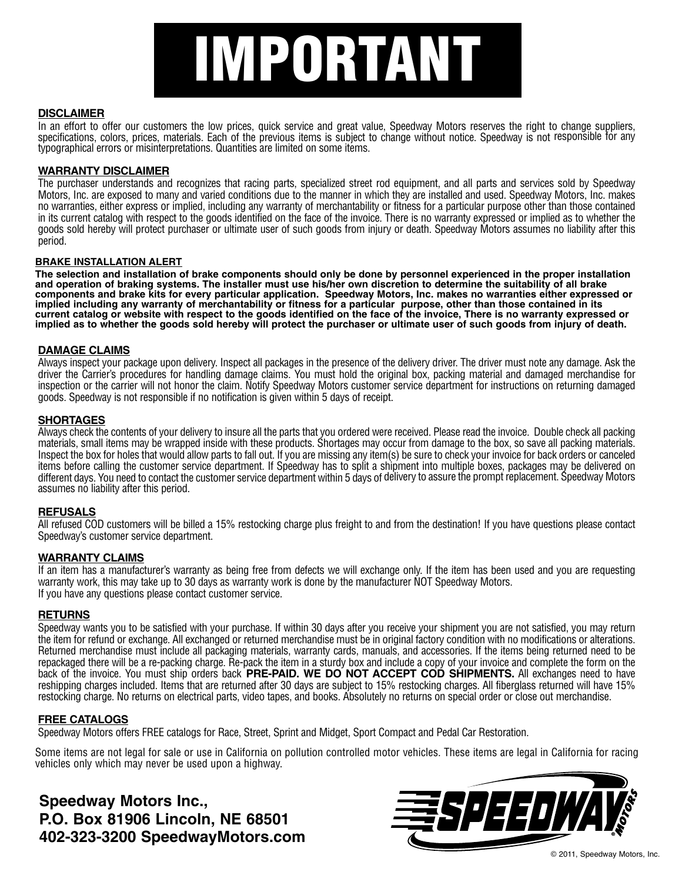# IMPORTANT

**DISCLAIMER**

In an effort to offer our customers the low prices, quick service and great value, Speedway Motors reserves the right to change suppliers, specifications, colors, prices, materials. Each of the previous items is subject to change without notice. Speedway is not responsible for any typographical errors or misinterpretations. Quantities are limited on some items.

**WARRANTY DISCLAIMER**

The purchaser understands and recognizes that racing parts, specialized street rod equipment, and all parts and services sold by Speedway Motors, Inc. are exposed to many and varied conditions due to the manner in which they are installed and used. Speedway Motors, Inc. makes no warranties, either express or implied, including any warranty of merchantability or fitness for a particular purpose other than those contained in its current catalog with respect to the goods identified on the face of the invoice. There is no warranty expressed or implied as to whether the goods sold hereby will protect purchaser or ultimate user of such goods from injury or death. Speedway Motors assumes no liability after this period.

**BRAKE INSTALLATION ALERT**

**The selection and installation of brake components should only be done by personnel experienced in the proper installation and operation of braking systems. The installer must use his/her own discretion to determine the suitability of all brake components and brake kits for every particular application. Speedway Motors, Inc. makes no warranties either expressed or implied including any warranty of merchantability or fitness for a particular purpose, other than those contained in its current catalog or website with respect to the goods identified on the face of the invoice, There is no warranty expressed or implied as to whether the goods sold hereby will protect the purchaser or ultimate user of such goods from injury of death.**

**DAMAGE CLAIMS**

Always inspect your package upon delivery. Inspect all packages in the presence of the delivery driver. The driver must note any damage. Ask the driver the Carrier's procedures for handling damage claims. You must hold the original box, packing material and damaged merchandise for inspection or the carrier will not honor the claim. Notify Speedway Motors customer service department for instructions on returning damaged goods. Speedway is not responsible if no notification is given within 5 days of receipt.

**SHORTAGES**

Always check the contents of your delivery to insure all the parts that you ordered were received. Please read the invoice. Double check all packing materials, small items may be wrapped inside with these products. Shortages may occur from damage to the box, so save all packing materials. Inspect the box for holes that would allow parts to fall out. If you are missing any item(s) be sure to check your invoice for back orders or canceled items before calling the customer service department. If Speedway has to split a shipment into multiple boxes, packages may be delivered on different days. You need to contact the customer service department within 5 days of delivery to assure the prompt replacement. Speedway Motors assumes no liability after this period.

**REFUSALS**

All refused COD customers will be billed a 15% restocking charge plus freight to and from the destination! If you have questions please contact Speedway's customer service department.

**WARRANTY CLAIMS**

If an item has a manufacturer's warranty as being free from defects we will exchange only. If the item has been used and you are requesting warranty work, this may take up to 30 days as warranty work is done by the manufacturer NOT Speedway Motors.
If you have any questions please contact customer service.

**RETURNS**

Speedway wants you to be satisfied with your purchase. If within 30 days after you receive your shipment you are not satisfied, you may return the item for refund or exchange. All exchanged or returned merchandise must be in original factory condition with no modifications or alterations. Returned merchandise must include all packaging materials, warranty cards, manuals, and accessories. If the items being returned need to be repackaged there will be a re-packing charge. Re-pack the item in a sturdy box and include a copy of your invoice and complete the form on the back of the invoice. You must ship orders back **PRE-PAID. WE DO NOT ACCEPT COD SHIPMENTS.** All exchanges need to have reshipping charges included. Items that are returned after 30 days are subject to 15% restocking charges. All fiberglass returned will have 15% restocking charge. No returns on electrical parts, video tapes, and books. Absolutely no returns on special order or close out merchandise.

**FREE CATALOGS**

Speedway Motors offers FREE catalogs for Race, Street, Sprint and Midget, Sport Compact and Pedal Car Restoration.

Some items are not legal for sale or use in California on pollution controlled motor vehicles. These items are legal in California for racing vehicles only which may never be used upon a highway.

**Speedway Motors Inc.,**
**P.O. Box 81906 Lincoln, NE 68501**
**402-323-3200 SpeedwayMotors.com**

SPEEDWAY MOTORS

© 2011, Speedway Motors, Inc.